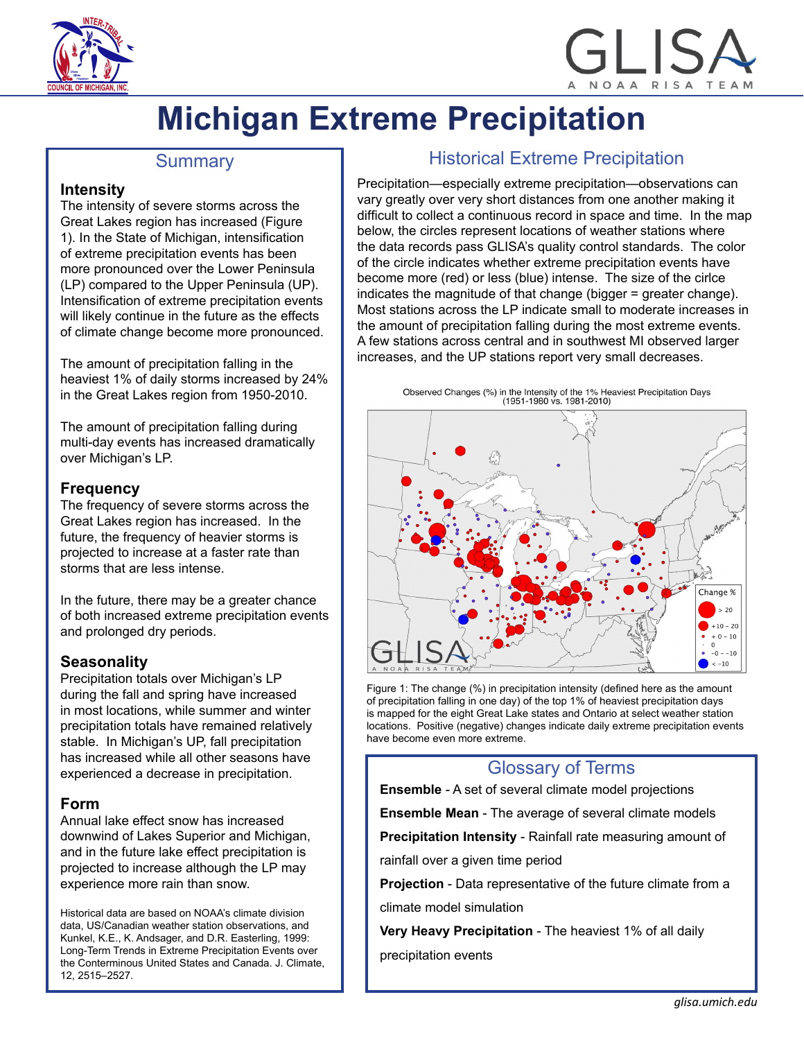# Michigan Extreme Precipitation

## Summary

### Intensity

The intensity of severe storms across the Great Lakes region has increased (Figure 1). In the State of Michigan, intensification of extreme precipitation events has been more pronounced over the Lower Peninsula (LP) compared to the Upper Peninsula (UP). Intensification of extreme precipitation events will likely continue in the future as the effects of climate change become more pronounced.

The amount of precipitation falling in the heaviest 1% of daily storms increased by 24% in the Great Lakes region from 1950-2010.

The amount of precipitation falling during multi-day events has increased dramatically over Michigan's LP.

### Frequency

The frequency of severe storms across the Great Lakes region has increased. In the future, the frequency of heavier storms is projected to increase at a faster rate than storms that are less intense.

In the future, there may be a greater chance of both increased extreme precipitation events and prolonged dry periods.

### Seasonality

Precipitation totals over Michigan's LP during the fall and spring have increased in most locations, while summer and winter precipitation totals have remained relatively stable. In Michigan's UP, fall precipitation has increased while all other seasons have experienced a decrease in precipitation.

### Form

Annual lake effect snow has increased downwind of Lakes Superior and Michigan, and in the future lake effect precipitation is projected to increase although the LP may experience more rain than snow.

Historical data are based on NOAA's climate division data, US/Canadian weather station observations, and Kunkel, K.E., K. Andsager, and D.R. Easterling, 1999: Long-Term Trends in Extreme Precipitation Events over the Conterminous United States and Canada. J. Climate, 12, 2515–2527.

## Historical Extreme Precipitation

Precipitation—especially extreme precipitation—observations can vary greatly over very short distances from one another making it difficult to collect a continuous record in space and time. In the map below, the circles represent locations of weather stations where the data records pass GLISA's quality control standards. The color of the circle indicates whether extreme precipitation events have become more (red) or less (blue) intense. The size of the cirlce indicates the magnitude of that change (bigger = greater change). Most stations across the LP indicate small to moderate increases in the amount of precipitation falling during the most extreme events. A few stations across central and in southwest MI observed larger increases, and the UP stations report very small decreases.

Observed Changes (%) in the Intensity of the 1% Heaviest Precipitation Days (1951-1980 vs. 1981-2010)

Figure 1: The change (%) in precipitation intensity (defined here as the amount of precipitation falling in one day) of the top 1% of heaviest precipitation days is mapped for the eight Great Lake states and Ontario at select weather station locations. Positive (negative) changes indicate daily extreme precipitation events have become even more extreme.

## Glossary of Terms

**Ensemble** - A set of several climate model projections

**Ensemble Mean** - The average of several climate models

**Precipitation Intensity** - Rainfall rate measuring amount of rainfall over a given time period

**Projection** - Data representative of the future climate from a climate model simulation

**Very Heavy Precipitation** - The heaviest 1% of all daily precipitation events

*glisa.umich.edu*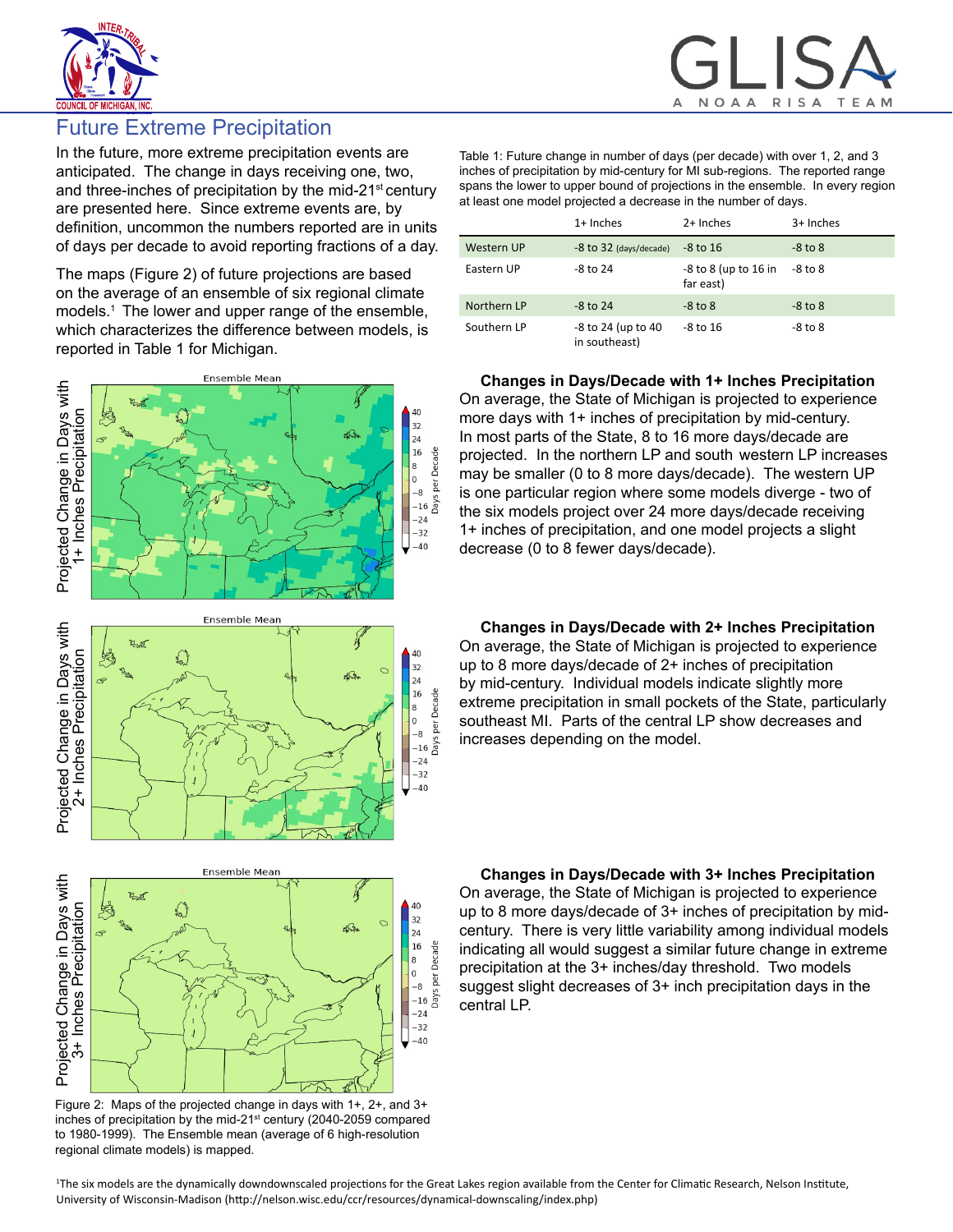## Future Extreme Precipitation

In the future, more extreme precipitation events are anticipated. The change in days receiving one, two, and three-inches of precipitation by the mid-21st century are presented here. Since extreme events are, by definition, uncommon the numbers reported are in units of days per decade to avoid reporting fractions of a day.

The maps (Figure 2) of future projections are based on the average of an ensemble of six regional climate models.[1] The lower and upper range of the ensemble, which characterizes the difference between models, is reported in Table 1 for Michigan.

Table 1: Future change in number of days (per decade) with over 1, 2, and 3 inches of precipitation by mid-century for MI sub-regions. The reported range spans the lower to upper bound of projections in the ensemble. In every region at least one model projected a decrease in the number of days.

| | 1+ Inches | 2+ Inches | 3+ Inches |
|---|---|---|---|
| Western UP | -8 to 32 (days/decade) | -8 to 16 | -8 to 8 |
| Eastern UP | -8 to 24 | -8 to 8 (up to 16 in far east) | -8 to 8 |
| Northern LP | -8 to 24 | -8 to 8 | -8 to 8 |
| Southern LP | -8 to 24 (up to 40 in southeast) | -8 to 16 | -8 to 8 |

**Changes in Days/Decade with 1+ Inches Precipitation**

On average, the State of Michigan is projected to experience more days with 1+ inches of precipitation by mid-century. In most parts of the State, 8 to 16 more days/decade are projected. In the northern LP and south western LP increases may be smaller (0 to 8 more days/decade). The western UP is one particular region where some models diverge - two of the six models project over 24 more days/decade receiving 1+ inches of precipitation, and one model projects a slight decrease (0 to 8 fewer days/decade).

**Changes in Days/Decade with 2+ Inches Precipitation**

On average, the State of Michigan is projected to experience up to 8 more days/decade of 2+ inches of precipitation by mid-century. Individual models indicate slightly more extreme precipitation in small pockets of the State, particularly southeast MI. Parts of the central LP show decreases and increases depending on the model.

**Changes in Days/Decade with 3+ Inches Precipitation**

On average, the State of Michigan is projected to experience up to 8 more days/decade of 3+ inches of precipitation by mid-century. There is very little variability among individual models indicating all would suggest a similar future change in extreme precipitation at the 3+ inches/day threshold. Two models suggest slight decreases of 3+ inch precipitation days in the central LP.

Figure 2: Maps of the projected change in days with 1+, 2+, and 3+ inches of precipitation by the mid-21st century (2040-2059 compared to 1980-1999). The Ensemble mean (average of 6 high-resolution regional climate models) is mapped.

[1]The six models are the dynamically downdownscaled projections for the Great Lakes region available from the Center for Climatic Research, Nelson Institute, University of Wisconsin-Madison (http://nelson.wisc.edu/ccr/resources/dynamical-downscaling/index.php)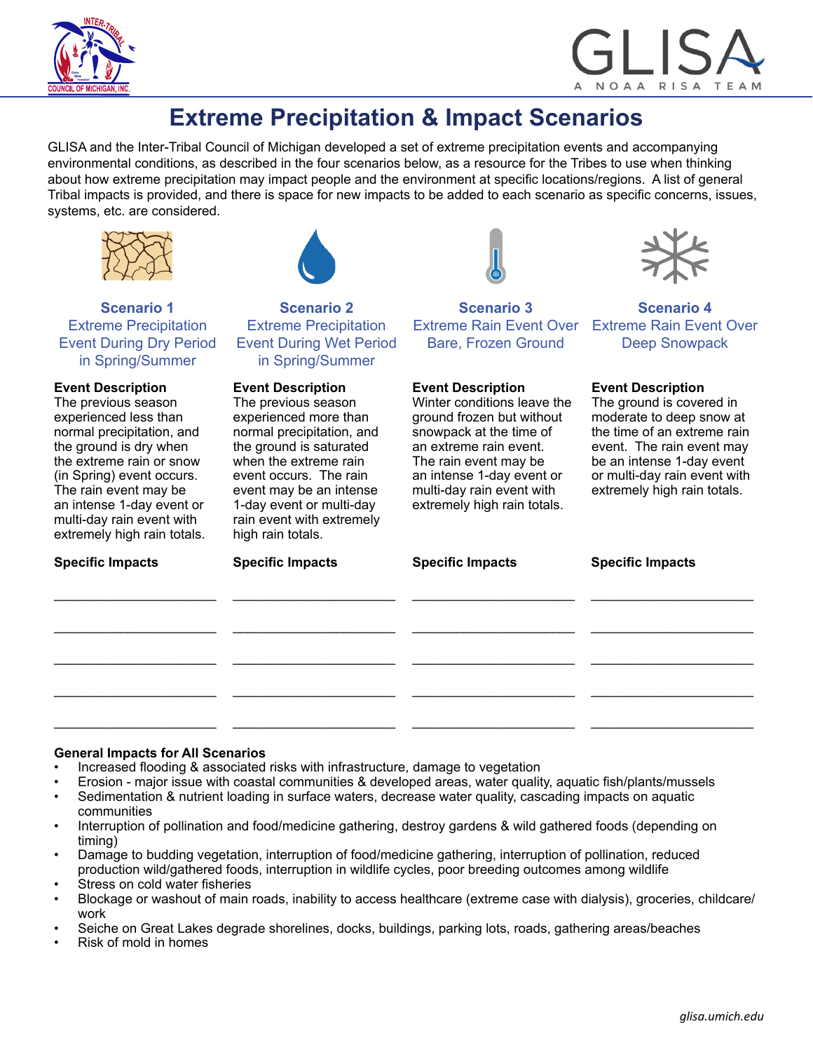# Extreme Precipitation & Impact Scenarios

GLISA and the Inter-Tribal Council of Michigan developed a set of extreme precipitation events and accompanying environmental conditions, as described in the four scenarios below, as a resource for the Tribes to use when thinking about how extreme precipitation may impact people and the environment at specific locations/regions. A list of general Tribal impacts is provided, and there is space for new impacts to be added to each scenario as specific concerns, issues, systems, etc. are considered.

## Scenario 1
### Extreme Precipitation Event During Dry Period in Spring/Summer

**Event Description**
The previous season experienced less than normal precipitation, and the ground is dry when the extreme rain or snow (in Spring) event occurs. The rain event may be an intense 1-day event or multi-day rain event with extremely high rain totals.

**Specific Impacts**

______________________

______________________

______________________

______________________

______________________

## Scenario 2
### Extreme Precipitation Event During Wet Period in Spring/Summer

**Event Description**
The previous season experienced more than normal precipitation, and the ground is saturated when the extreme rain event occurs. The rain event may be an intense 1-day event or multi-day rain event with extremely high rain totals.

**Specific Impacts**

______________________

______________________

______________________

______________________

______________________

## Scenario 3
### Extreme Rain Event Over Bare, Frozen Ground

**Event Description**
Winter conditions leave the ground frozen but without snowpack at the time of an extreme rain event. The rain event may be an intense 1-day event or multi-day rain event with extremely high rain totals.

**Specific Impacts**

______________________

______________________

______________________

______________________

______________________

## Scenario 4
### Extreme Rain Event Over Deep Snowpack

**Event Description**
The ground is covered in moderate to deep snow at the time of an extreme rain event. The rain event may be an intense 1-day event or multi-day rain event with extremely high rain totals.

**Specific Impacts**

______________________

______________________

______________________

______________________

______________________

**General Impacts for All Scenarios**

- Increased flooding & associated risks with infrastructure, damage to vegetation
- Erosion - major issue with coastal communities & developed areas, water quality, aquatic fish/plants/mussels
- Sedimentation & nutrient loading in surface waters, decrease water quality, cascading impacts on aquatic communities
- Interruption of pollination and food/medicine gathering, destroy gardens & wild gathered foods (depending on timing)
- Damage to budding vegetation, interruption of food/medicine gathering, interruption of pollination, reduced production wild/gathered foods, interruption in wildlife cycles, poor breeding outcomes among wildlife
- Stress on cold water fisheries
- Blockage or washout of main roads, inability to access healthcare (extreme case with dialysis), groceries, childcare/ work
- Seiche on Great Lakes degrade shorelines, docks, buildings, parking lots, roads, gathering areas/beaches
- Risk of mold in homes

*glisa.umich.edu*